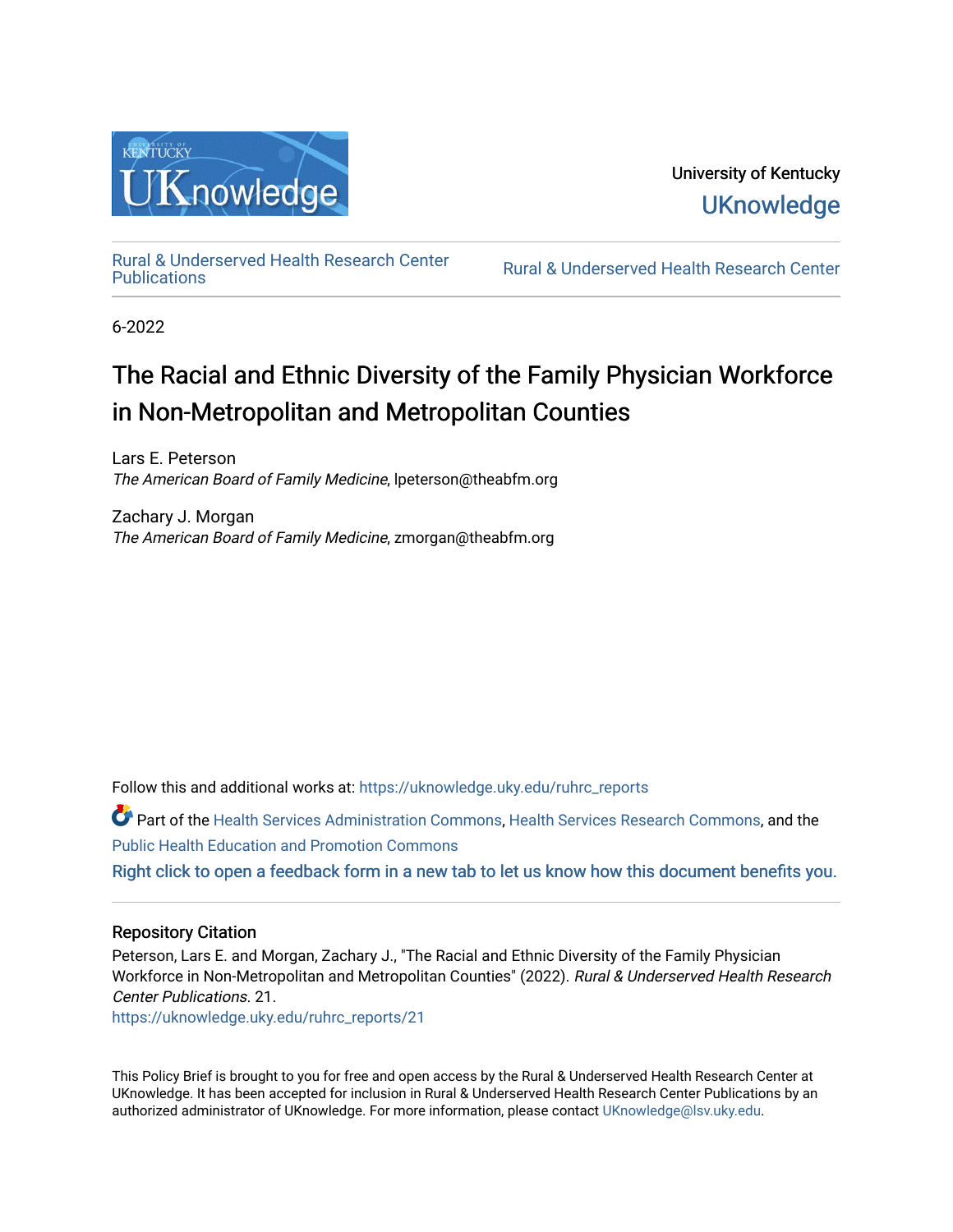University of Kentucky
UKnowledge

Rural & Underserved Health Research Center Publications | Rural & Underserved Health Research Center

6-2022

# The Racial and Ethnic Diversity of the Family Physician Workforce in Non-Metropolitan and Metropolitan Counties

Lars E. Peterson
*The American Board of Family Medicine*, lpeterson@theabfm.org

Zachary J. Morgan
*The American Board of Family Medicine*, zmorgan@theabfm.org

Follow this and additional works at: https://uknowledge.uky.edu/ruhrc_reports

Part of the Health Services Administration Commons, Health Services Research Commons, and the Public Health Education and Promotion Commons

Right click to open a feedback form in a new tab to let us know how this document benefits you.

## Repository Citation

Peterson, Lars E. and Morgan, Zachary J., "The Racial and Ethnic Diversity of the Family Physician Workforce in Non-Metropolitan and Metropolitan Counties" (2022). *Rural & Underserved Health Research Center Publications*. 21.
https://uknowledge.uky.edu/ruhrc_reports/21

This Policy Brief is brought to you for free and open access by the Rural & Underserved Health Research Center at UKnowledge. It has been accepted for inclusion in Rural & Underserved Health Research Center Publications by an authorized administrator of UKnowledge. For more information, please contact UKnowledge@lsv.uky.edu.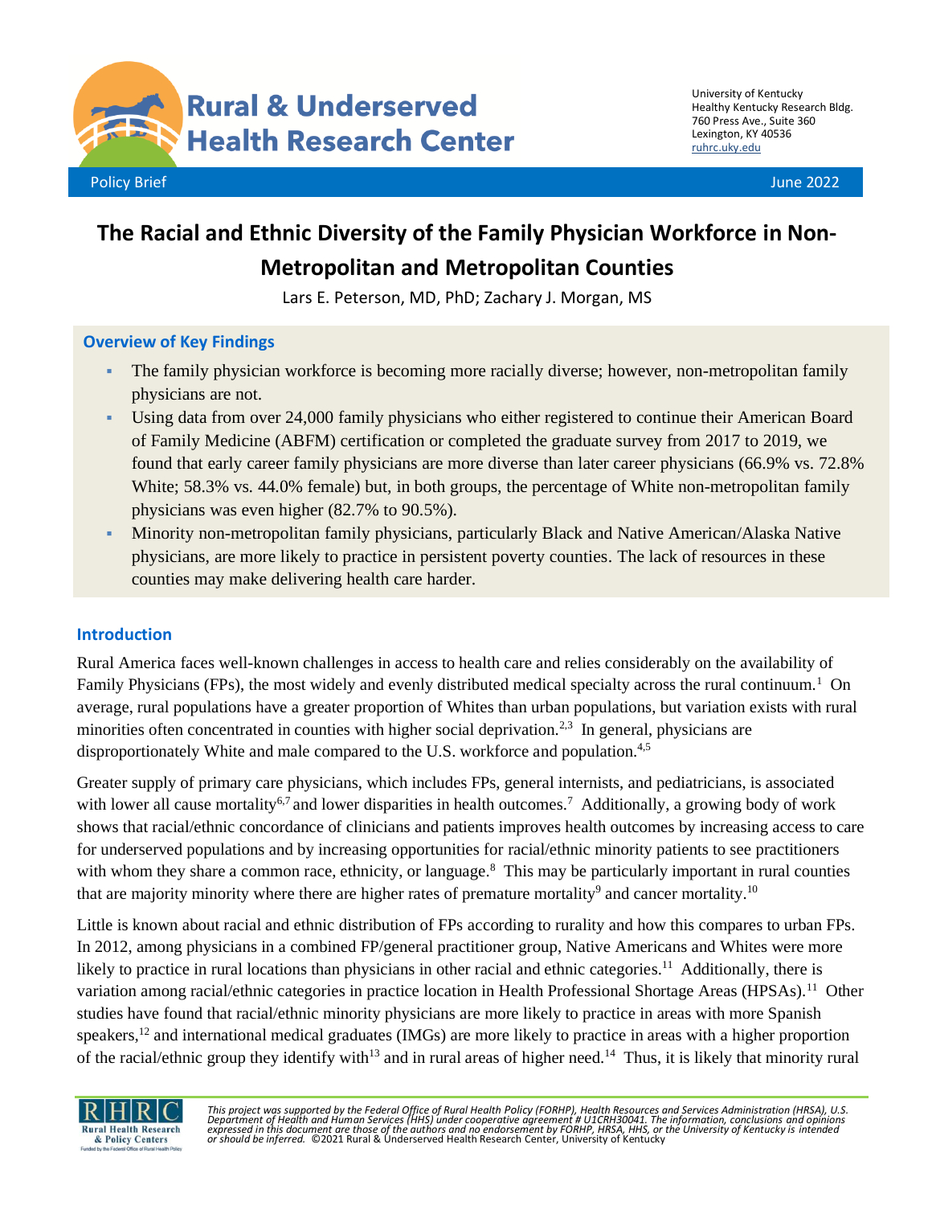Policy Brief June 2022

# The Racial and Ethnic Diversity of the Family Physician Workforce in Non-Metropolitan and Metropolitan Counties

Lars E. Peterson, MD, PhD; Zachary J. Morgan, MS

## Overview of Key Findings

- The family physician workforce is becoming more racially diverse; however, non-metropolitan family physicians are not.
- Using data from over 24,000 family physicians who either registered to continue their American Board of Family Medicine (ABFM) certification or completed the graduate survey from 2017 to 2019, we found that early career family physicians are more diverse than later career physicians (66.9% vs. 72.8% White; 58.3% vs. 44.0% female) but, in both groups, the percentage of White non-metropolitan family physicians was even higher (82.7% to 90.5%).
- Minority non-metropolitan family physicians, particularly Black and Native American/Alaska Native physicians, are more likely to practice in persistent poverty counties. The lack of resources in these counties may make delivering health care harder.

## Introduction

Rural America faces well-known challenges in access to health care and relies considerably on the availability of Family Physicians (FPs), the most widely and evenly distributed medical specialty across the rural continuum.[1] On average, rural populations have a greater proportion of Whites than urban populations, but variation exists with rural minorities often concentrated in counties with higher social deprivation.[2,3] In general, physicians are disproportionately White and male compared to the U.S. workforce and population.[4,5]

Greater supply of primary care physicians, which includes FPs, general internists, and pediatricians, is associated with lower all cause mortality[6,7] and lower disparities in health outcomes.[7] Additionally, a growing body of work shows that racial/ethnic concordance of clinicians and patients improves health outcomes by increasing access to care for underserved populations and by increasing opportunities for racial/ethnic minority patients to see practitioners with whom they share a common race, ethnicity, or language.[8] This may be particularly important in rural counties that are majority minority where there are higher rates of premature mortality[9] and cancer mortality.[10]

Little is known about racial and ethnic distribution of FPs according to rurality and how this compares to urban FPs. In 2012, among physicians in a combined FP/general practitioner group, Native Americans and Whites were more likely to practice in rural locations than physicians in other racial and ethnic categories.[11] Additionally, there is variation among racial/ethnic categories in practice location in Health Professional Shortage Areas (HPSAs).[11] Other studies have found that racial/ethnic minority physicians are more likely to practice in areas with more Spanish speakers,[12] and international medical graduates (IMGs) are more likely to practice in areas with a higher proportion of the racial/ethnic group they identify with[13] and in rural areas of higher need.[14] Thus, it is likely that minority rural

*This project was supported by the Federal Office of Rural Health Policy (FORHP), Health Resources and Services Administration (HRSA), U.S. Department of Health and Human Services (HHS) under cooperative agreement # U1CRH30041. The information, conclusions and opinions expressed in this document are those of the authors and no endorsement by FORHP, HRSA, HHS, or the University of Kentucky is intended or should be inferred.* ©2021 Rural & Underserved Health Research Center, University of Kentucky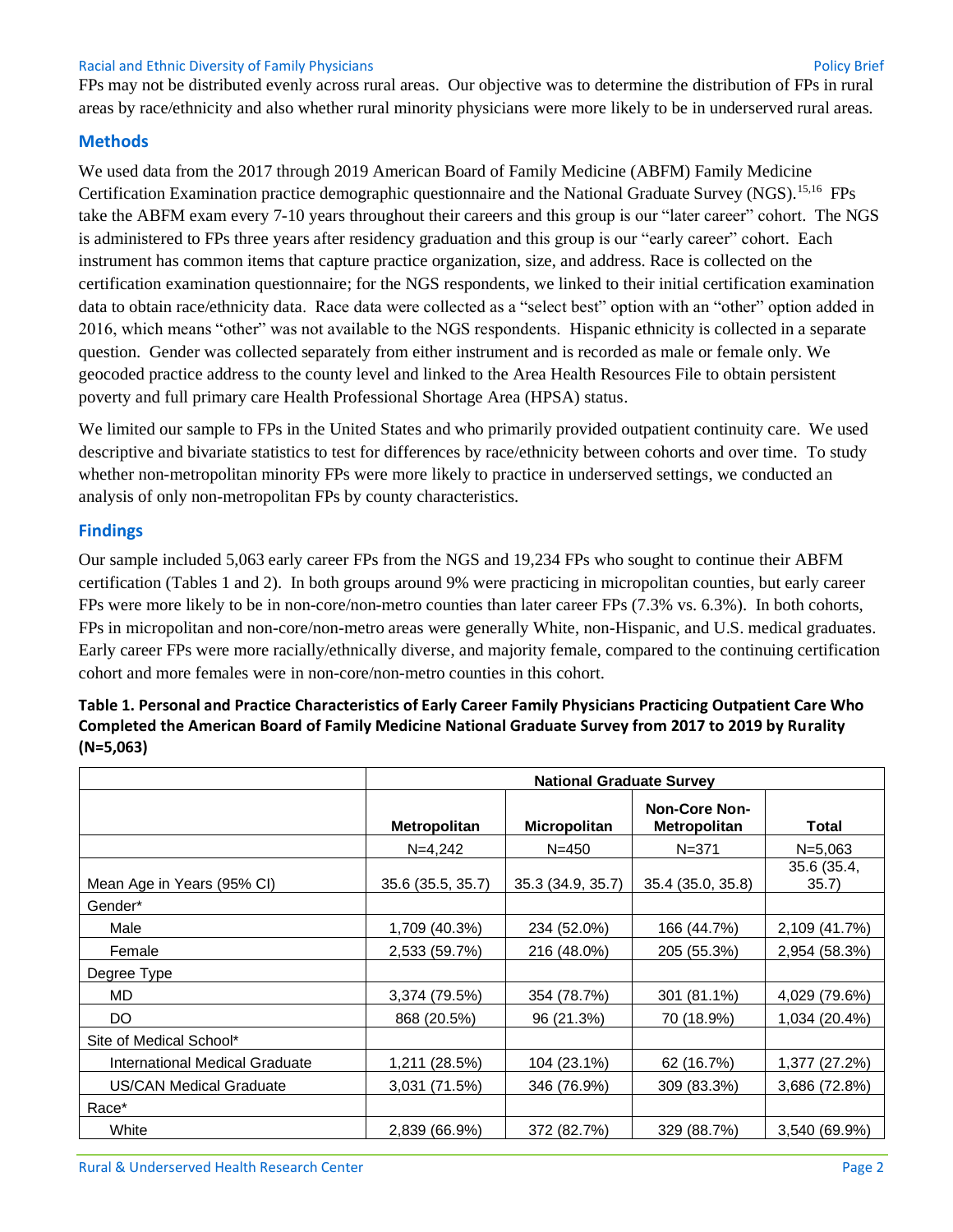FPs may not be distributed evenly across rural areas. Our objective was to determine the distribution of FPs in rural areas by race/ethnicity and also whether rural minority physicians were more likely to be in underserved rural areas.

## Methods

We used data from the 2017 through 2019 American Board of Family Medicine (ABFM) Family Medicine Certification Examination practice demographic questionnaire and the National Graduate Survey (NGS).[15,16] FPs take the ABFM exam every 7-10 years throughout their careers and this group is our "later career" cohort. The NGS is administered to FPs three years after residency graduation and this group is our "early career" cohort. Each instrument has common items that capture practice organization, size, and address. Race is collected on the certification examination questionnaire; for the NGS respondents, we linked to their initial certification examination data to obtain race/ethnicity data. Race data were collected as a "select best" option with an "other" option added in 2016, which means "other" was not available to the NGS respondents. Hispanic ethnicity is collected in a separate question. Gender was collected separately from either instrument and is recorded as male or female only. We geocoded practice address to the county level and linked to the Area Health Resources File to obtain persistent poverty and full primary care Health Professional Shortage Area (HPSA) status.

We limited our sample to FPs in the United States and who primarily provided outpatient continuity care. We used descriptive and bivariate statistics to test for differences by race/ethnicity between cohorts and over time. To study whether non-metropolitan minority FPs were more likely to practice in underserved settings, we conducted an analysis of only non-metropolitan FPs by county characteristics.

## Findings

Our sample included 5,063 early career FPs from the NGS and 19,234 FPs who sought to continue their ABFM certification (Tables 1 and 2). In both groups around 9% were practicing in micropolitan counties, but early career FPs were more likely to be in non-core/non-metro counties than later career FPs (7.3% vs. 6.3%). In both cohorts, FPs in micropolitan and non-core/non-metro areas were generally White, non-Hispanic, and U.S. medical graduates. Early career FPs were more racially/ethnically diverse, and majority female, compared to the continuing certification cohort and more females were in non-core/non-metro counties in this cohort.

**Table 1. Personal and Practice Characteristics of Early Career Family Physicians Practicing Outpatient Care Who Completed the American Board of Family Medicine National Graduate Survey from 2017 to 2019 by Rurality (N=5,063)**

| | National Graduate Survey | | | |
|---|---|---|---|---|
| | **Metropolitan** | **Micropolitan** | **Non-Core Non-Metropolitan** | **Total** |
| | N=4,242 | N=450 | N=371 | N=5,063 |
| Mean Age in Years (95% CI) | 35.6 (35.5, 35.7) | 35.3 (34.9, 35.7) | 35.4 (35.0, 35.8) | 35.6 (35.4, 35.7) |
| Gender* | | | | |
| Male | 1,709 (40.3%) | 234 (52.0%) | 166 (44.7%) | 2,109 (41.7%) |
| Female | 2,533 (59.7%) | 216 (48.0%) | 205 (55.3%) | 2,954 (58.3%) |
| Degree Type | | | | |
| MD | 3,374 (79.5%) | 354 (78.7%) | 301 (81.1%) | 4,029 (79.6%) |
| DO | 868 (20.5%) | 96 (21.3%) | 70 (18.9%) | 1,034 (20.4%) |
| Site of Medical School* | | | | |
| International Medical Graduate | 1,211 (28.5%) | 104 (23.1%) | 62 (16.7%) | 1,377 (27.2%) |
| US/CAN Medical Graduate | 3,031 (71.5%) | 346 (76.9%) | 309 (83.3%) | 3,686 (72.8%) |
| Race* | | | | |
| White | 2,839 (66.9%) | 372 (82.7%) | 329 (88.7%) | 3,540 (69.9%) |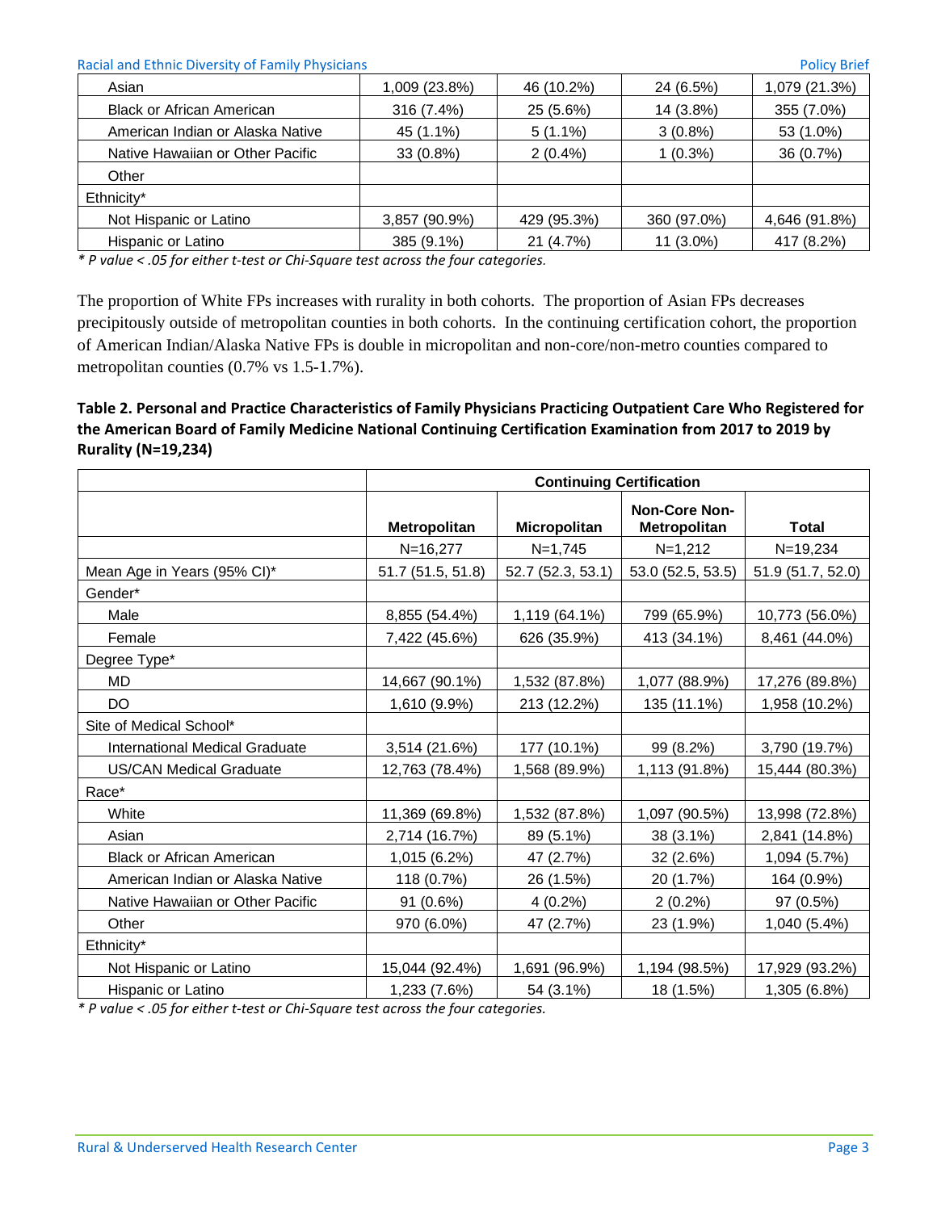| | | | | |
|---|---|---|---|---|
| Asian | 1,009 (23.8%) | 46 (10.2%) | 24 (6.5%) | 1,079 (21.3%) |
| Black or African American | 316 (7.4%) | 25 (5.6%) | 14 (3.8%) | 355 (7.0%) |
| American Indian or Alaska Native | 45 (1.1%) | 5 (1.1%) | 3 (0.8%) | 53 (1.0%) |
| Native Hawaiian or Other Pacific | 33 (0.8%) | 2 (0.4%) | 1 (0.3%) | 36 (0.7%) |
| Other | | | | |
| Ethnicity* | | | | |
| Not Hispanic or Latino | 3,857 (90.9%) | 429 (95.3%) | 360 (97.0%) | 4,646 (91.8%) |
| Hispanic or Latino | 385 (9.1%) | 21 (4.7%) | 11 (3.0%) | 417 (8.2%) |

*\* P value < .05 for either t-test or Chi-Square test across the four categories.*

The proportion of White FPs increases with rurality in both cohorts. The proportion of Asian FPs decreases precipitously outside of metropolitan counties in both cohorts. In the continuing certification cohort, the proportion of American Indian/Alaska Native FPs is double in micropolitan and non-core/non-metro counties compared to metropolitan counties (0.7% vs 1.5-1.7%).

**Table 2. Personal and Practice Characteristics of Family Physicians Practicing Outpatient Care Who Registered for the American Board of Family Medicine National Continuing Certification Examination from 2017 to 2019 by Rurality (N=19,234)**

| | Continuing Certification | | | |
|---|---|---|---|---|
| | **Metropolitan** | **Micropolitan** | **Non-Core Non-Metropolitan** | **Total** |
| | N=16,277 | N=1,745 | N=1,212 | N=19,234 |
| Mean Age in Years (95% CI)* | 51.7 (51.5, 51.8) | 52.7 (52.3, 53.1) | 53.0 (52.5, 53.5) | 51.9 (51.7, 52.0) |
| Gender* | | | | |
| Male | 8,855 (54.4%) | 1,119 (64.1%) | 799 (65.9%) | 10,773 (56.0%) |
| Female | 7,422 (45.6%) | 626 (35.9%) | 413 (34.1%) | 8,461 (44.0%) |
| Degree Type* | | | | |
| MD | 14,667 (90.1%) | 1,532 (87.8%) | 1,077 (88.9%) | 17,276 (89.8%) |
| DO | 1,610 (9.9%) | 213 (12.2%) | 135 (11.1%) | 1,958 (10.2%) |
| Site of Medical School* | | | | |
| International Medical Graduate | 3,514 (21.6%) | 177 (10.1%) | 99 (8.2%) | 3,790 (19.7%) |
| US/CAN Medical Graduate | 12,763 (78.4%) | 1,568 (89.9%) | 1,113 (91.8%) | 15,444 (80.3%) |
| Race* | | | | |
| White | 11,369 (69.8%) | 1,532 (87.8%) | 1,097 (90.5%) | 13,998 (72.8%) |
| Asian | 2,714 (16.7%) | 89 (5.1%) | 38 (3.1%) | 2,841 (14.8%) |
| Black or African American | 1,015 (6.2%) | 47 (2.7%) | 32 (2.6%) | 1,094 (5.7%) |
| American Indian or Alaska Native | 118 (0.7%) | 26 (1.5%) | 20 (1.7%) | 164 (0.9%) |
| Native Hawaiian or Other Pacific | 91 (0.6%) | 4 (0.2%) | 2 (0.2%) | 97 (0.5%) |
| Other | 970 (6.0%) | 47 (2.7%) | 23 (1.9%) | 1,040 (5.4%) |
| Ethnicity* | | | | |
| Not Hispanic or Latino | 15,044 (92.4%) | 1,691 (96.9%) | 1,194 (98.5%) | 17,929 (93.2%) |
| Hispanic or Latino | 1,233 (7.6%) | 54 (3.1%) | 18 (1.5%) | 1,305 (6.8%) |

*\* P value < .05 for either t-test or Chi-Square test across the four categories.*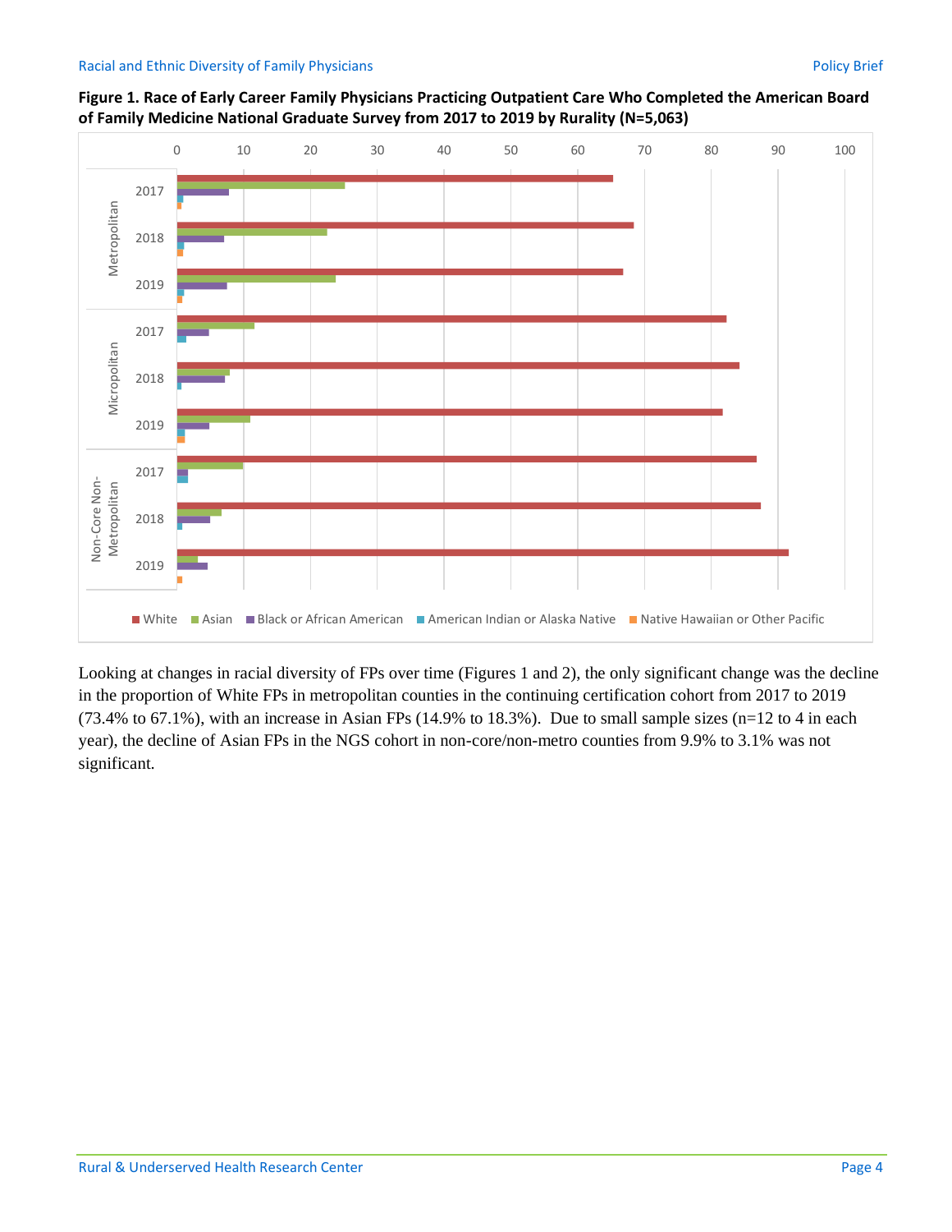**Figure 1. Race of Early Career Family Physicians Practicing Outpatient Care Who Completed the American Board of Family Medicine National Graduate Survey from 2017 to 2019 by Rurality (N=5,063)**

Looking at changes in racial diversity of FPs over time (Figures 1 and 2), the only significant change was the decline in the proportion of White FPs in metropolitan counties in the continuing certification cohort from 2017 to 2019 (73.4% to 67.1%), with an increase in Asian FPs (14.9% to 18.3%). Due to small sample sizes (n=12 to 4 in each year), the decline of Asian FPs in the NGS cohort in non-core/non-metro counties from 9.9% to 3.1% was not significant.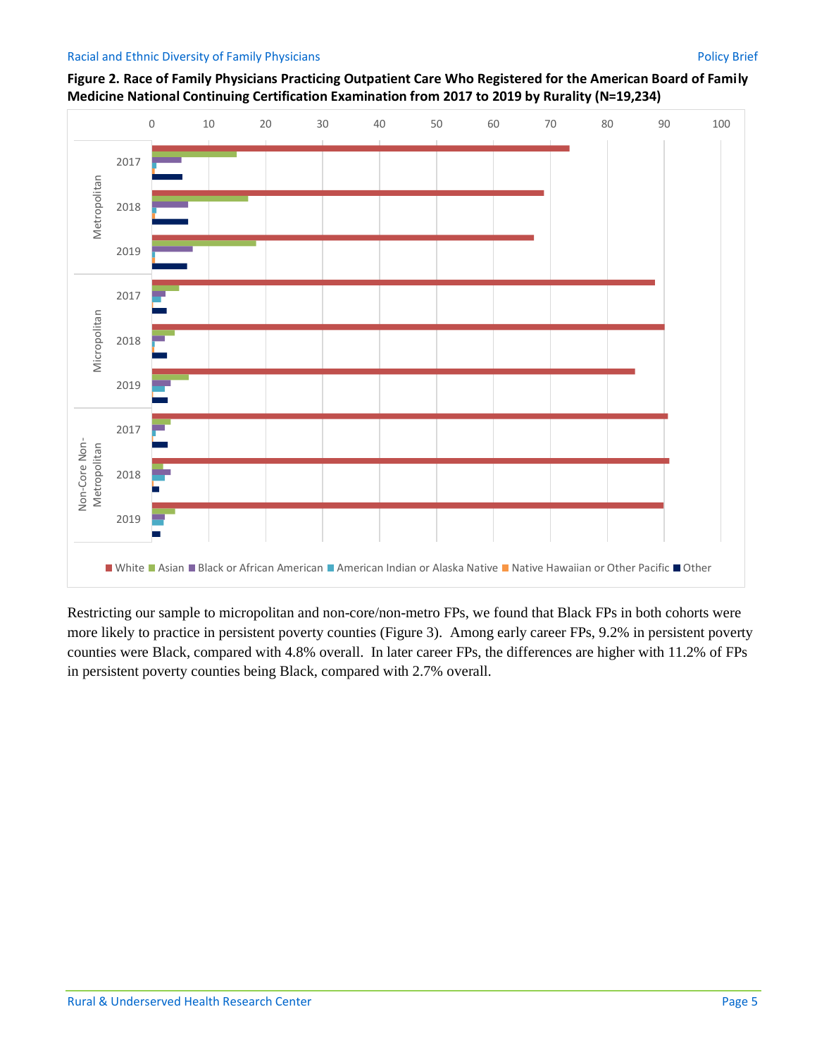**Figure 2. Race of Family Physicians Practicing Outpatient Care Who Registered for the American Board of Family Medicine National Continuing Certification Examination from 2017 to 2019 by Rurality (N=19,234)**

Restricting our sample to micropolitan and non-core/non-metro FPs, we found that Black FPs in both cohorts were more likely to practice in persistent poverty counties (Figure 3). Among early career FPs, 9.2% in persistent poverty counties were Black, compared with 4.8% overall. In later career FPs, the differences are higher with 11.2% of FPs in persistent poverty counties being Black, compared with 2.7% overall.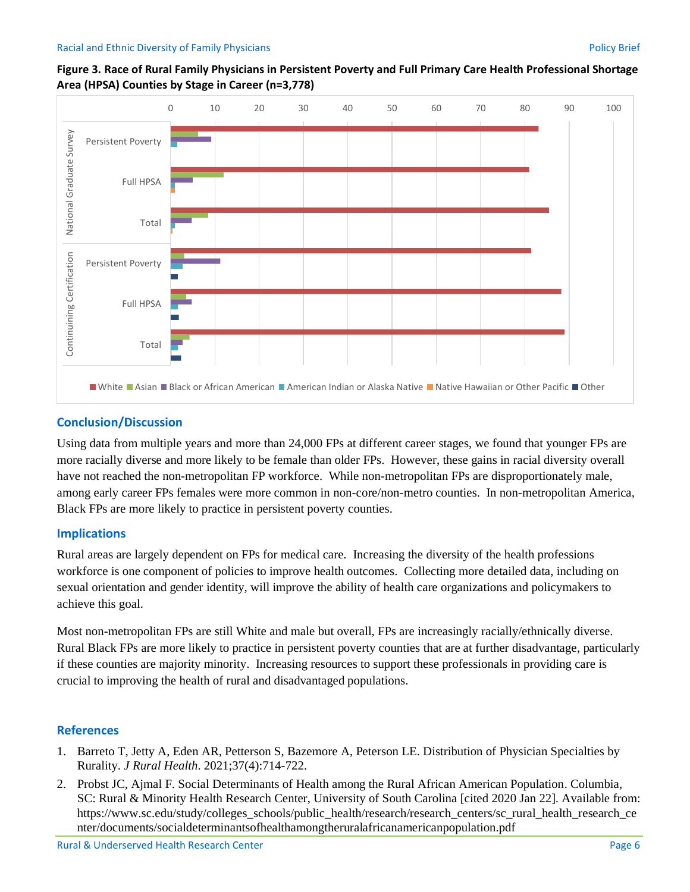**Figure 3. Race of Rural Family Physicians in Persistent Poverty and Full Primary Care Health Professional Shortage Area (HPSA) Counties by Stage in Career (n=3,778)**

## Conclusion/Discussion

Using data from multiple years and more than 24,000 FPs at different career stages, we found that younger FPs are more racially diverse and more likely to be female than older FPs. However, these gains in racial diversity overall have not reached the non-metropolitan FP workforce. While non-metropolitan FPs are disproportionately male, among early career FPs females were more common in non-core/non-metro counties. In non-metropolitan America, Black FPs are more likely to practice in persistent poverty counties.

## Implications

Rural areas are largely dependent on FPs for medical care. Increasing the diversity of the health professions workforce is one component of policies to improve health outcomes. Collecting more detailed data, including on sexual orientation and gender identity, will improve the ability of health care organizations and policymakers to achieve this goal.

Most non-metropolitan FPs are still White and male but overall, FPs are increasingly racially/ethnically diverse. Rural Black FPs are more likely to practice in persistent poverty counties that are at further disadvantage, particularly if these counties are majority minority. Increasing resources to support these professionals in providing care is crucial to improving the health of rural and disadvantaged populations.

## References

1. Barreto T, Jetty A, Eden AR, Petterson S, Bazemore A, Peterson LE. Distribution of Physician Specialties by Rurality. *J Rural Health*. 2021;37(4):714-722.
2. Probst JC, Ajmal F. Social Determinants of Health among the Rural African American Population. Columbia, SC: Rural & Minority Health Research Center, University of South Carolina [cited 2020 Jan 22]. Available from: https://www.sc.edu/study/colleges_schools/public_health/research/research_centers/sc_rural_health_research_center/documents/socialdeterminantsofhealthamongtheruralafricanamericanpopulation.pdf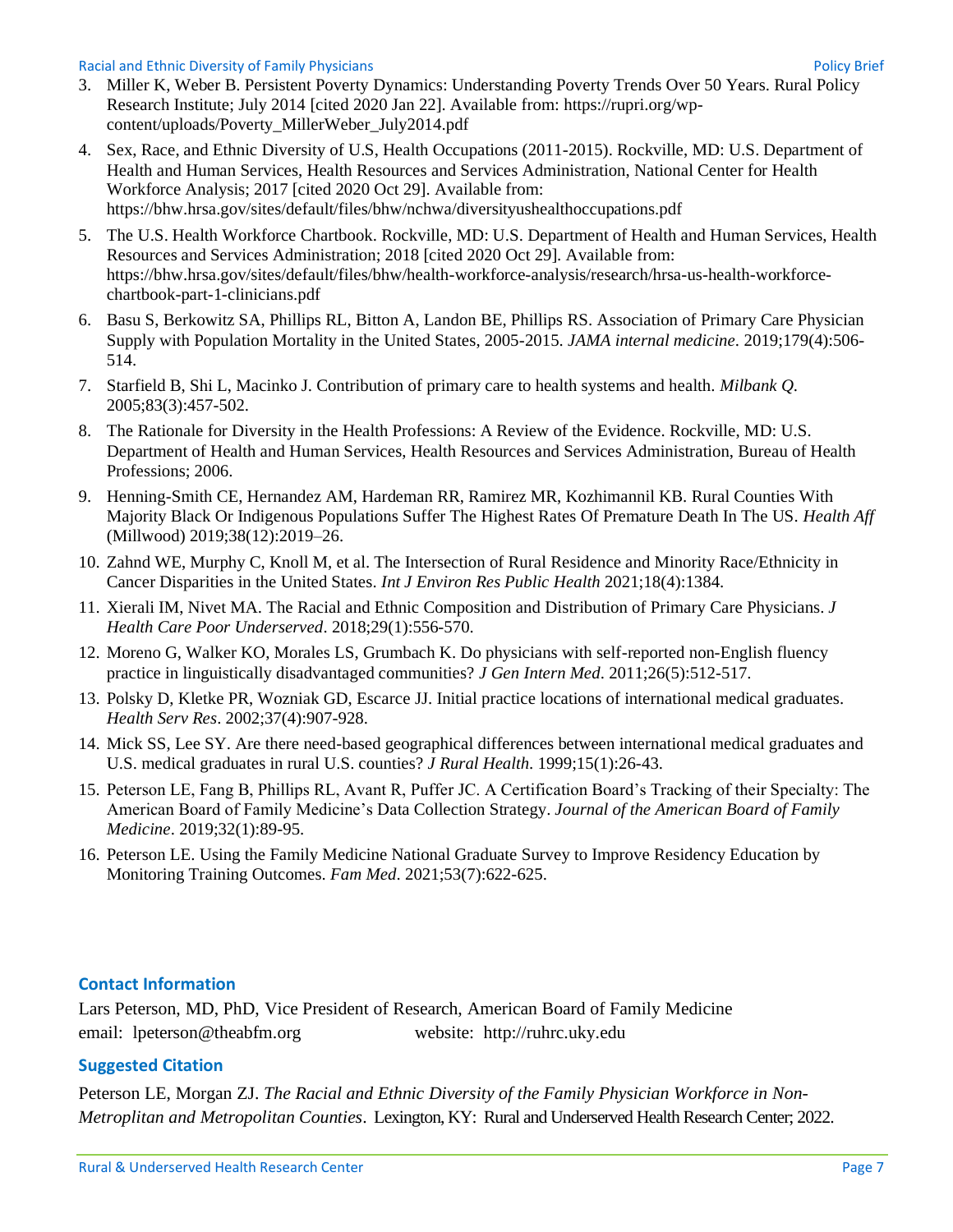3. Miller K, Weber B. Persistent Poverty Dynamics: Understanding Poverty Trends Over 50 Years. Rural Policy Research Institute; July 2014 [cited 2020 Jan 22]. Available from: https://rupri.org/wp-content/uploads/Poverty_MillerWeber_July2014.pdf
4. Sex, Race, and Ethnic Diversity of U.S, Health Occupations (2011-2015). Rockville, MD: U.S. Department of Health and Human Services, Health Resources and Services Administration, National Center for Health Workforce Analysis; 2017 [cited 2020 Oct 29]. Available from: https://bhw.hrsa.gov/sites/default/files/bhw/nchwa/diversityushealthoccupations.pdf
5. The U.S. Health Workforce Chartbook. Rockville, MD: U.S. Department of Health and Human Services, Health Resources and Services Administration; 2018 [cited 2020 Oct 29]. Available from: https://bhw.hrsa.gov/sites/default/files/bhw/health-workforce-analysis/research/hrsa-us-health-workforce-chartbook-part-1-clinicians.pdf
6. Basu S, Berkowitz SA, Phillips RL, Bitton A, Landon BE, Phillips RS. Association of Primary Care Physician Supply with Population Mortality in the United States, 2005-2015. *JAMA internal medicine*. 2019;179(4):506-514.
7. Starfield B, Shi L, Macinko J. Contribution of primary care to health systems and health. *Milbank Q.* 2005;83(3):457-502.
8. The Rationale for Diversity in the Health Professions: A Review of the Evidence. Rockville, MD: U.S. Department of Health and Human Services, Health Resources and Services Administration, Bureau of Health Professions; 2006.
9. Henning-Smith CE, Hernandez AM, Hardeman RR, Ramirez MR, Kozhimannil KB. Rural Counties With Majority Black Or Indigenous Populations Suffer The Highest Rates Of Premature Death In The US. *Health Aff* (Millwood) 2019;38(12):2019–26.
10. Zahnd WE, Murphy C, Knoll M, et al. The Intersection of Rural Residence and Minority Race/Ethnicity in Cancer Disparities in the United States. *Int J Environ Res Public Health* 2021;18(4):1384.
11. Xierali IM, Nivet MA. The Racial and Ethnic Composition and Distribution of Primary Care Physicians. *J Health Care Poor Underserved*. 2018;29(1):556-570.
12. Moreno G, Walker KO, Morales LS, Grumbach K. Do physicians with self-reported non-English fluency practice in linguistically disadvantaged communities? *J Gen Intern Med*. 2011;26(5):512-517.
13. Polsky D, Kletke PR, Wozniak GD, Escarce JJ. Initial practice locations of international medical graduates. *Health Serv Res*. 2002;37(4):907-928.
14. Mick SS, Lee SY. Are there need-based geographical differences between international medical graduates and U.S. medical graduates in rural U.S. counties? *J Rural Health.* 1999;15(1):26-43.
15. Peterson LE, Fang B, Phillips RL, Avant R, Puffer JC. A Certification Board's Tracking of their Specialty: The American Board of Family Medicine's Data Collection Strategy. *Journal of the American Board of Family Medicine*. 2019;32(1):89-95.
16. Peterson LE. Using the Family Medicine National Graduate Survey to Improve Residency Education by Monitoring Training Outcomes. *Fam Med*. 2021;53(7):622-625.

## Contact Information

Lars Peterson, MD, PhD, Vice President of Research, American Board of Family Medicine
email: lpeterson@theabfm.org website: http://ruhrc.uky.edu

## Suggested Citation

Peterson LE, Morgan ZJ. *The Racial and Ethnic Diversity of the Family Physician Workforce in Non-Metroplitan and Metropolitan Counties*. Lexington, KY: Rural and Underserved Health Research Center; 2022.